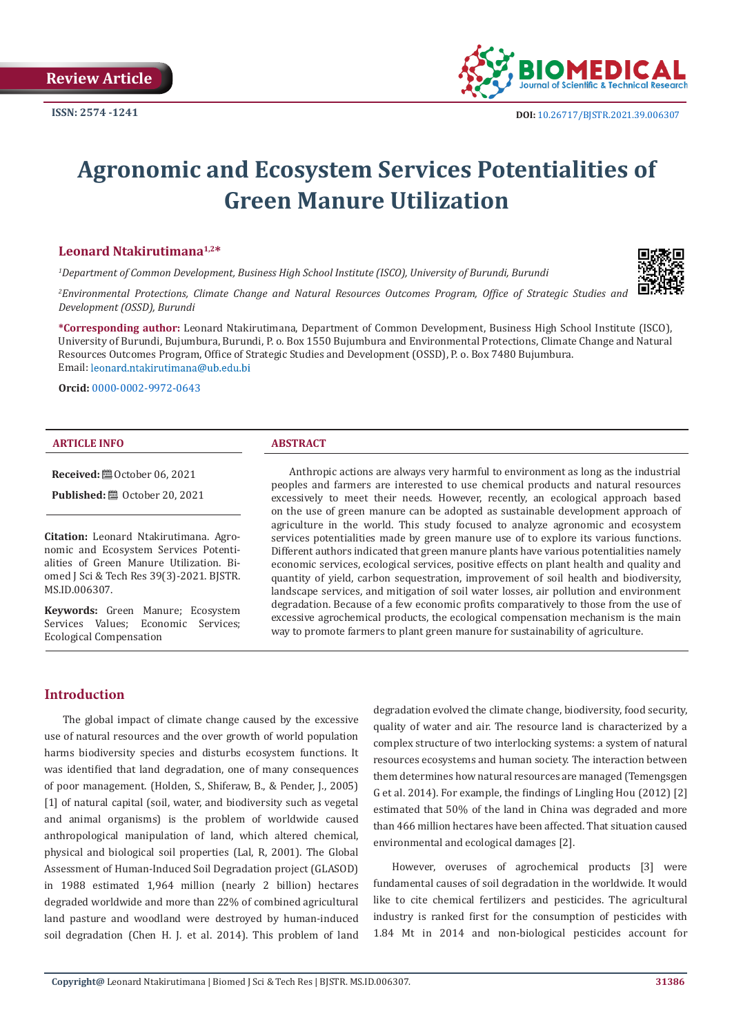Review Article

ISSN: 2574 -1241

DOI: 10.26717/BJSTR.2021.39.006307

# Agronomic and Ecosystem Services Potentialities of Green Manure Utilization

**Leonard Ntakirutimana[1,2]***

*[1]Department of Common Development, Business High School Institute (ISCO), University of Burundi, Burundi*

*[2]Environmental Protections, Climate Change and Natural Resources Outcomes Program, Office of Strategic Studies and Development (OSSD), Burundi*

**\*Corresponding author:** Leonard Ntakirutimana, Department of Common Development, Business High School Institute (ISCO), University of Burundi, Bujumbura, Burundi, P. o. Box 1550 Bujumbura and Environmental Protections, Climate Change and Natural Resources Outcomes Program, Office of Strategic Studies and Development (OSSD), P. o. Box 7480 Bujumbura.
Email: leonard.ntakirutimana@ub.edu.bi

**Orcid:** 0000-0002-9972-0643

## ARTICLE INFO

**Received:** October 06, 2021

**Published:** October 20, 2021

**Citation:** Leonard Ntakirutimana. Agronomic and Ecosystem Services Potentialities of Green Manure Utilization. Biomed J Sci & Tech Res 39(3)-2021. BJSTR. MS.ID.006307.

**Keywords:** Green Manure; Ecosystem Services Values; Economic Services; Ecological Compensation

## ABSTRACT

Anthropic actions are always very harmful to environment as long as the industrial peoples and farmers are interested to use chemical products and natural resources excessively to meet their needs. However, recently, an ecological approach based on the use of green manure can be adopted as sustainable development approach of agriculture in the world. This study focused to analyze agronomic and ecosystem services potentialities made by green manure use of to explore its various functions. Different authors indicated that green manure plants have various potentialities namely economic services, ecological services, positive effects on plant health and quality and quantity of yield, carbon sequestration, improvement of soil health and biodiversity, landscape services, and mitigation of soil water losses, air pollution and environment degradation. Because of a few economic profits comparatively to those from the use of excessive agrochemical products, the ecological compensation mechanism is the main way to promote farmers to plant green manure for sustainability of agriculture.

## Introduction

The global impact of climate change caused by the excessive use of natural resources and the over growth of world population harms biodiversity species and disturbs ecosystem functions. It was identified that land degradation, one of many consequences of poor management. (Holden, S., Shiferaw, B., & Pender, J., 2005) [1] of natural capital (soil, water, and biodiversity such as vegetal and animal organisms) is the problem of worldwide caused anthropological manipulation of land, which altered chemical, physical and biological soil properties (Lal, R, 2001). The Global Assessment of Human-Induced Soil Degradation project (GLASOD) in 1988 estimated 1,964 million (nearly 2 billion) hectares degraded worldwide and more than 22% of combined agricultural land pasture and woodland were destroyed by human-induced soil degradation (Chen H. J. et al. 2014). This problem of land degradation evolved the climate change, biodiversity, food security, quality of water and air. The resource land is characterized by a complex structure of two interlocking systems: a system of natural resources ecosystems and human society. The interaction between them determines how natural resources are managed (Temengsgen G et al. 2014). For example, the findings of Lingling Hou (2012) [2] estimated that 50% of the land in China was degraded and more than 466 million hectares have been affected. That situation caused environmental and ecological damages [2].

However, overuses of agrochemical products [3] were fundamental causes of soil degradation in the worldwide. It would like to cite chemical fertilizers and pesticides. The agricultural industry is ranked first for the consumption of pesticides with 1.84 Mt in 2014 and non-biological pesticides account for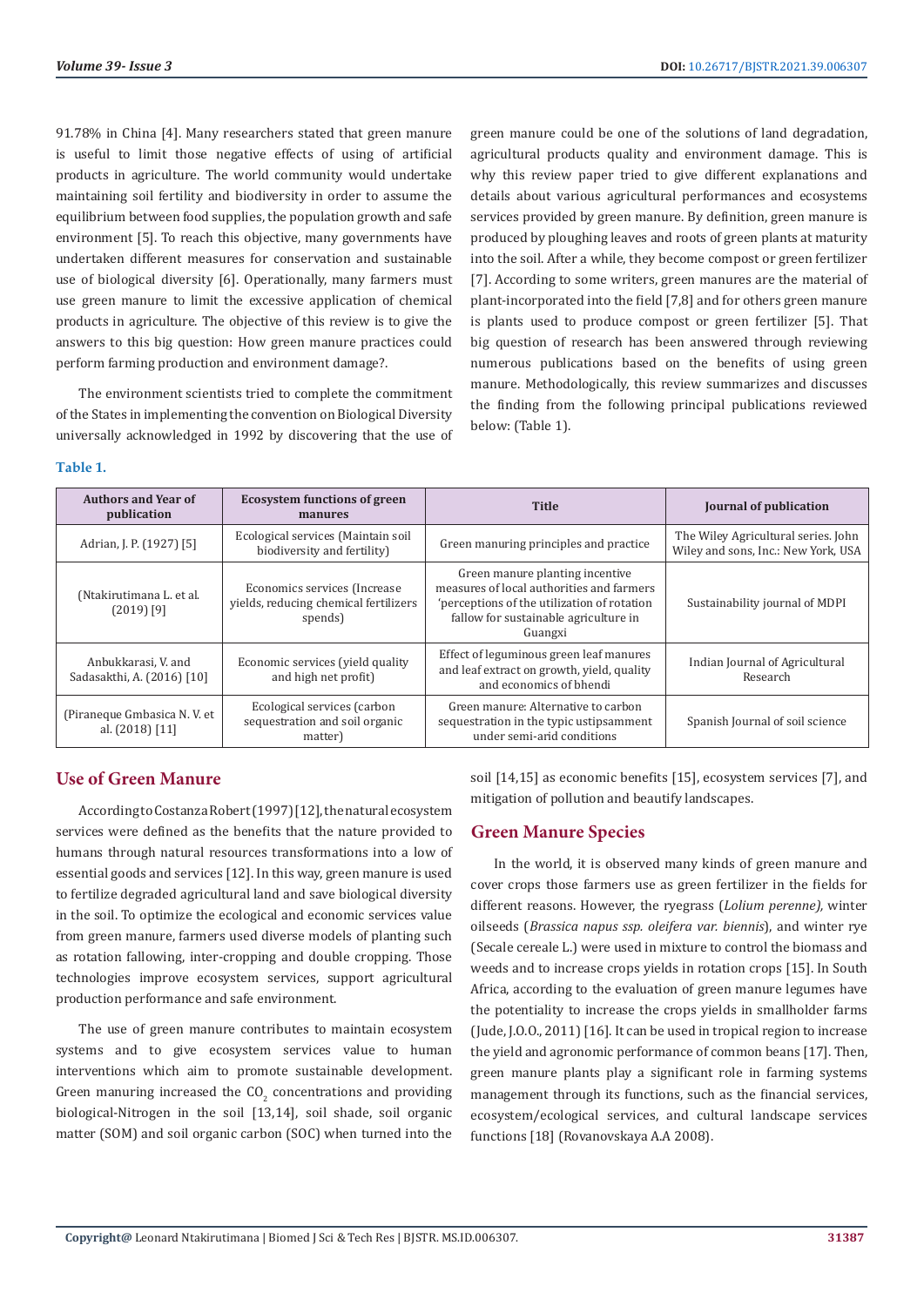91.78% in China [4]. Many researchers stated that green manure is useful to limit those negative effects of using of artificial products in agriculture. The world community would undertake maintaining soil fertility and biodiversity in order to assume the equilibrium between food supplies, the population growth and safe environment [5]. To reach this objective, many governments have undertaken different measures for conservation and sustainable use of biological diversity [6]. Operationally, many farmers must use green manure to limit the excessive application of chemical products in agriculture. The objective of this review is to give the answers to this big question: How green manure practices could perform farming production and environment damage?.

The environment scientists tried to complete the commitment of the States in implementing the convention on Biological Diversity universally acknowledged in 1992 by discovering that the use of green manure could be one of the solutions of land degradation, agricultural products quality and environment damage. This is why this review paper tried to give different explanations and details about various agricultural performances and ecosystems services provided by green manure. By definition, green manure is produced by ploughing leaves and roots of green plants at maturity into the soil. After a while, they become compost or green fertilizer [7]. According to some writers, green manures are the material of plant-incorporated into the field [7,8] and for others green manure is plants used to produce compost or green fertilizer [5]. That big question of research has been answered through reviewing numerous publications based on the benefits of using green manure. Methodologically, this review summarizes and discusses the finding from the following principal publications reviewed below: (Table 1).

**Table 1.**

| Authors and Year of publication | Ecosystem functions of green manures | Title | Journal of publication |
|---|---|---|---|
| Adrian, J. P. (1927) [5] | Ecological services (Maintain soil biodiversity and fertility) | Green manuring principles and practice | The Wiley Agricultural series. John Wiley and sons, Inc.: New York, USA |
| (Ntakirutimana L. et al. (2019) [9] | Economics services (Increase yields, reducing chemical fertilizers spends) | Green manure planting incentive measures of local authorities and farmers 'perceptions of the utilization of rotation fallow for sustainable agriculture in Guangxi | Sustainability journal of MDPI |
| Anbukkarasi, V. and Sadasakthi, A. (2016) [10] | Economic services (yield quality and high net profit) | Effect of leguminous green leaf manures and leaf extract on growth, yield, quality and economics of bhendi | Indian Journal of Agricultural Research |
| (Piraneque Gmbasica N. V. et al. (2018) [11] | Ecological services (carbon sequestration and soil organic matter) | Green manure: Alternative to carbon sequestration in the typic ustipsamment under semi-arid conditions | Spanish Journal of soil science |

## Use of Green Manure

According to Costanza Robert (1997) [12], the natural ecosystem services were defined as the benefits that the nature provided to humans through natural resources transformations into a low of essential goods and services [12]. In this way, green manure is used to fertilize degraded agricultural land and save biological diversity in the soil. To optimize the ecological and economic services value from green manure, farmers used diverse models of planting such as rotation fallowing, inter-cropping and double cropping. Those technologies improve ecosystem services, support agricultural production performance and safe environment.

The use of green manure contributes to maintain ecosystem systems and to give ecosystem services value to human interventions which aim to promote sustainable development. Green manuring increased the $CO_2$ concentrations and providing biological-Nitrogen in the soil [13,14], soil shade, soil organic matter (SOM) and soil organic carbon (SOC) when turned into the soil [14,15] as economic benefits [15], ecosystem services [7], and mitigation of pollution and beautify landscapes.

## Green Manure Species

In the world, it is observed many kinds of green manure and cover crops those farmers use as green fertilizer in the fields for different reasons. However, the ryegrass (*Lolium perenne),* winter oilseeds (*Brassica napus ssp. oleifera var. biennis*), and winter rye (Secale cereale L.) were used in mixture to control the biomass and weeds and to increase crops yields in rotation crops [15]. In South Africa, according to the evaluation of green manure legumes have the potentiality to increase the crops yields in smallholder farms (Jude, J.O.O., 2011) [16]. It can be used in tropical region to increase the yield and agronomic performance of common beans [17]. Then, green manure plants play a significant role in farming systems management through its functions, such as the financial services, ecosystem/ecological services, and cultural landscape services functions [18] (Rovanovskaya A.A 2008).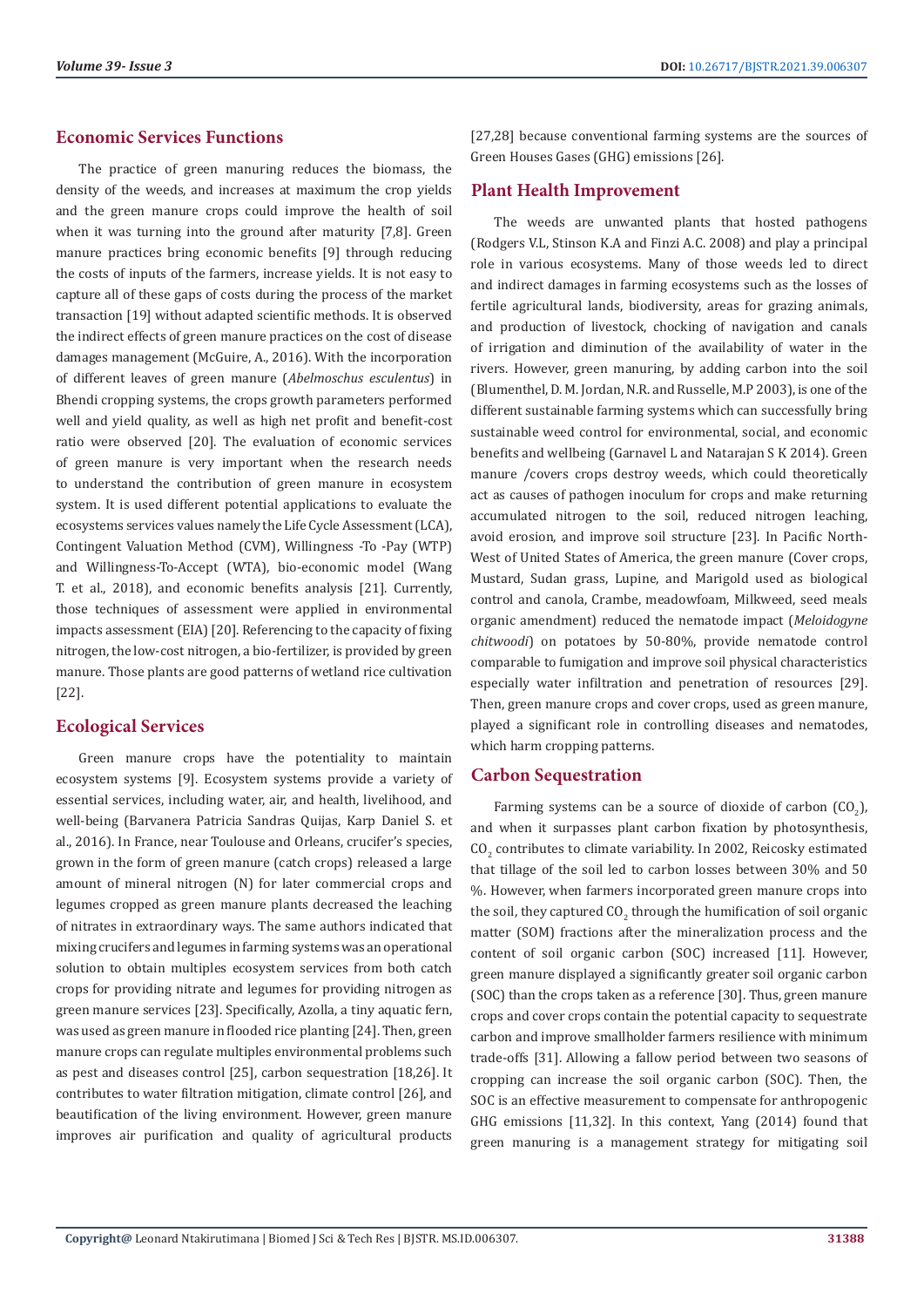## Economic Services Functions

The practice of green manuring reduces the biomass, the density of the weeds, and increases at maximum the crop yields and the green manure crops could improve the health of soil when it was turning into the ground after maturity [7,8]. Green manure practices bring economic benefits [9] through reducing the costs of inputs of the farmers, increase yields. It is not easy to capture all of these gaps of costs during the process of the market transaction [19] without adapted scientific methods. It is observed the indirect effects of green manure practices on the cost of disease damages management (McGuire, A., 2016). With the incorporation of different leaves of green manure (*Abelmoschus esculentus*) in Bhendi cropping systems, the crops growth parameters performed well and yield quality, as well as high net profit and benefit-cost ratio were observed [20]. The evaluation of economic services of green manure is very important when the research needs to understand the contribution of green manure in ecosystem system. It is used different potential applications to evaluate the ecosystems services values namely the Life Cycle Assessment (LCA), Contingent Valuation Method (CVM), Willingness -To -Pay (WTP) and Willingness-To-Accept (WTA), bio-economic model (Wang T. et al., 2018), and economic benefits analysis [21]. Currently, those techniques of assessment were applied in environmental impacts assessment (EIA) [20]. Referencing to the capacity of fixing nitrogen, the low-cost nitrogen, a bio-fertilizer, is provided by green manure. Those plants are good patterns of wetland rice cultivation [22].

## Ecological Services

Green manure crops have the potentiality to maintain ecosystem systems [9]. Ecosystem systems provide a variety of essential services, including water, air, and health, livelihood, and well-being (Barvanera Patricia Sandras Quijas, Karp Daniel S. et al., 2016). In France, near Toulouse and Orleans, crucifer's species, grown in the form of green manure (catch crops) released a large amount of mineral nitrogen (N) for later commercial crops and legumes cropped as green manure plants decreased the leaching of nitrates in extraordinary ways. The same authors indicated that mixing crucifers and legumes in farming systems was an operational solution to obtain multiples ecosystem services from both catch crops for providing nitrate and legumes for providing nitrogen as green manure services [23]. Specifically, Azolla, a tiny aquatic fern, was used as green manure in flooded rice planting [24]. Then, green manure crops can regulate multiples environmental problems such as pest and diseases control [25], carbon sequestration [18,26]. It contributes to water filtration mitigation, climate control [26], and beautification of the living environment. However, green manure improves air purification and quality of agricultural products [27,28] because conventional farming systems are the sources of Green Houses Gases (GHG) emissions [26].

## Plant Health Improvement

The weeds are unwanted plants that hosted pathogens (Rodgers V.L, Stinson K.A and Finzi A.C. 2008) and play a principal role in various ecosystems. Many of those weeds led to direct and indirect damages in farming ecosystems such as the losses of fertile agricultural lands, biodiversity, areas for grazing animals, and production of livestock, chocking of navigation and canals of irrigation and diminution of the availability of water in the rivers. However, green manuring, by adding carbon into the soil (Blumenthel, D. M. Jordan, N.R. and Russelle, M.P 2003), is one of the different sustainable farming systems which can successfully bring sustainable weed control for environmental, social, and economic benefits and wellbeing (Garnavel L and Natarajan S K 2014). Green manure /covers crops destroy weeds, which could theoretically act as causes of pathogen inoculum for crops and make returning accumulated nitrogen to the soil, reduced nitrogen leaching, avoid erosion, and improve soil structure [23]. In Pacific North-West of United States of America, the green manure (Cover crops, Mustard, Sudan grass, Lupine, and Marigold used as biological control and canola, Crambe, meadowfoam, Milkweed, seed meals organic amendment) reduced the nematode impact (*Meloidogyne chitwoodi*) on potatoes by 50-80%, provide nematode control comparable to fumigation and improve soil physical characteristics especially water infiltration and penetration of resources [29]. Then, green manure crops and cover crops, used as green manure, played a significant role in controlling diseases and nematodes, which harm cropping patterns.

## Carbon Sequestration

Farming systems can be a source of dioxide of carbon ($CO_2$), and when it surpasses plant carbon fixation by photosynthesis, $CO_2$ contributes to climate variability. In 2002, Reicosky estimated that tillage of the soil led to carbon losses between 30% and 50 %. However, when farmers incorporated green manure crops into the soil, they captured $CO_2$ through the humification of soil organic matter (SOM) fractions after the mineralization process and the content of soil organic carbon (SOC) increased [11]. However, green manure displayed a significantly greater soil organic carbon (SOC) than the crops taken as a reference [30]. Thus, green manure crops and cover crops contain the potential capacity to sequestrate carbon and improve smallholder farmers resilience with minimum trade-offs [31]. Allowing a fallow period between two seasons of cropping can increase the soil organic carbon (SOC). Then, the SOC is an effective measurement to compensate for anthropogenic GHG emissions [11,32]. In this context, Yang (2014) found that green manuring is a management strategy for mitigating soil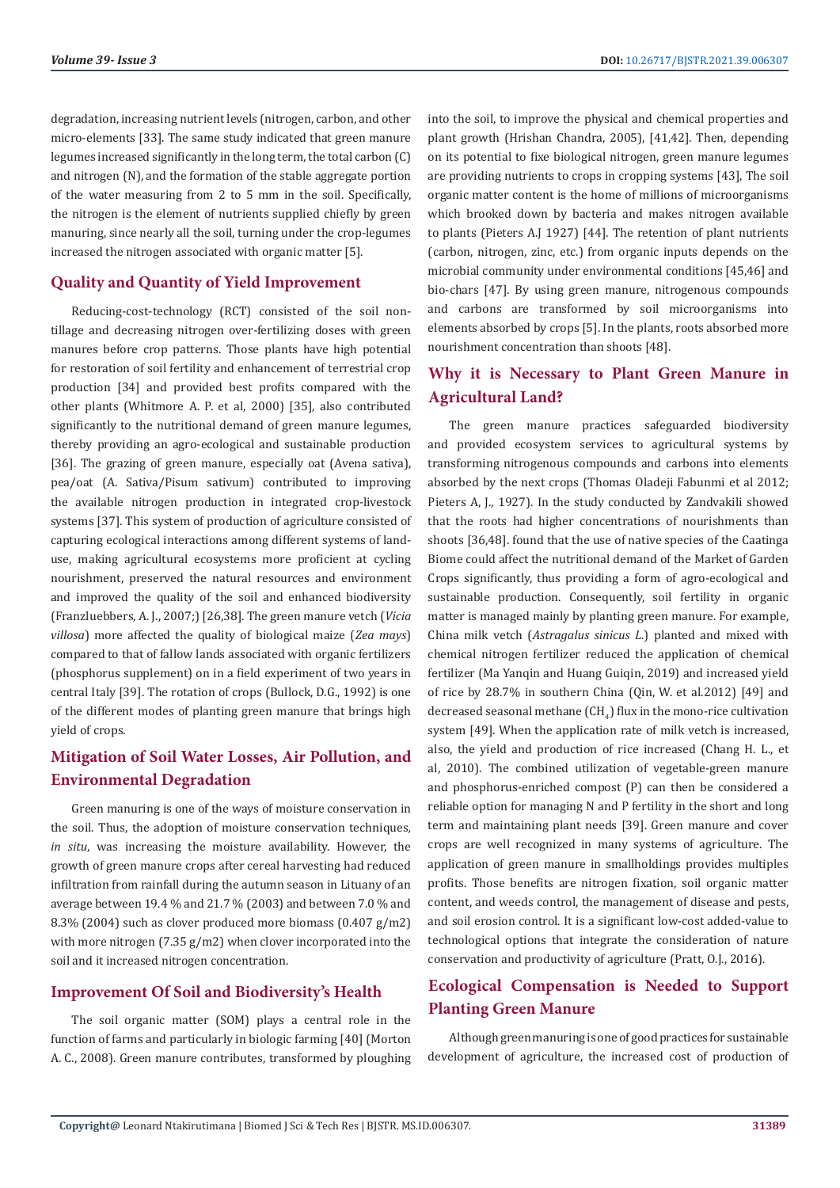degradation, increasing nutrient levels (nitrogen, carbon, and other micro-elements [33]. The same study indicated that green manure legumes increased significantly in the long term, the total carbon (C) and nitrogen (N), and the formation of the stable aggregate portion of the water measuring from 2 to 5 mm in the soil. Specifically, the nitrogen is the element of nutrients supplied chiefly by green manuring, since nearly all the soil, turning under the crop-legumes increased the nitrogen associated with organic matter [5].

## Quality and Quantity of Yield Improvement

Reducing-cost-technology (RCT) consisted of the soil non-tillage and decreasing nitrogen over-fertilizing doses with green manures before crop patterns. Those plants have high potential for restoration of soil fertility and enhancement of terrestrial crop production [34] and provided best profits compared with the other plants (Whitmore A. P. et al, 2000) [35], also contributed significantly to the nutritional demand of green manure legumes, thereby providing an agro-ecological and sustainable production [36]. The grazing of green manure, especially oat (Avena sativa), pea/oat (A. Sativa/Pisum sativum) contributed to improving the available nitrogen production in integrated crop-livestock systems [37]. This system of production of agriculture consisted of capturing ecological interactions among different systems of land-use, making agricultural ecosystems more proficient at cycling nourishment, preserved the natural resources and environment and improved the quality of the soil and enhanced biodiversity (Franzluebbers, A. J., 2007;) [26,38]. The green manure vetch (*Vicia villosa*) more affected the quality of biological maize (*Zea mays*) compared to that of fallow lands associated with organic fertilizers (phosphorus supplement) on in a field experiment of two years in central Italy [39]. The rotation of crops (Bullock, D.G., 1992) is one of the different modes of planting green manure that brings high yield of crops.

## Mitigation of Soil Water Losses, Air Pollution, and Environmental Degradation

Green manuring is one of the ways of moisture conservation in the soil. Thus, the adoption of moisture conservation techniques, *in situ*, was increasing the moisture availability. However, the growth of green manure crops after cereal harvesting had reduced infiltration from rainfall during the autumn season in Lituany of an average between 19.4 % and 21.7 % (2003) and between 7.0 % and 8.3% (2004) such as clover produced more biomass (0.407 g/m2) with more nitrogen (7.35 g/m2) when clover incorporated into the soil and it increased nitrogen concentration.

## Improvement Of Soil and Biodiversity's Health

The soil organic matter (SOM) plays a central role in the function of farms and particularly in biologic farming [40] (Morton A. C., 2008). Green manure contributes, transformed by ploughing into the soil, to improve the physical and chemical properties and plant growth (Hrishan Chandra, 2005), [41,42]. Then, depending on its potential to fixe biological nitrogen, green manure legumes are providing nutrients to crops in cropping systems [43], The soil organic matter content is the home of millions of microorganisms which brooked down by bacteria and makes nitrogen available to plants (Pieters A.J 1927) [44]. The retention of plant nutrients (carbon, nitrogen, zinc, etc.) from organic inputs depends on the microbial community under environmental conditions [45,46] and bio-chars [47]. By using green manure, nitrogenous compounds and carbons are transformed by soil microorganisms into elements absorbed by crops [5]. In the plants, roots absorbed more nourishment concentration than shoots [48].

## Why it is Necessary to Plant Green Manure in Agricultural Land?

The green manure practices safeguarded biodiversity and provided ecosystem services to agricultural systems by transforming nitrogenous compounds and carbons into elements absorbed by the next crops (Thomas Oladeji Fabunmi et al 2012; Pieters A, J., 1927). In the study conducted by Zandvakili showed that the roots had higher concentrations of nourishments than shoots [36,48]. found that the use of native species of the Caatinga Biome could affect the nutritional demand of the Market of Garden Crops significantly, thus providing a form of agro-ecological and sustainable production. Consequently, soil fertility in organic matter is managed mainly by planting green manure. For example, China milk vetch (*Astragalus sinicus L.*) planted and mixed with chemical nitrogen fertilizer reduced the application of chemical fertilizer (Ma Yanqin and Huang Guiqin, 2019) and increased yield of rice by 28.7% in southern China (Qin, W. et al.2012) [49] and decreased seasonal methane ($CH_4$) flux in the mono-rice cultivation system [49]. When the application rate of milk vetch is increased, also, the yield and production of rice increased (Chang H. L., et al, 2010). The combined utilization of vegetable-green manure and phosphorus-enriched compost (P) can then be considered a reliable option for managing N and P fertility in the short and long term and maintaining plant needs [39]. Green manure and cover crops are well recognized in many systems of agriculture. The application of green manure in smallholdings provides multiples profits. Those benefits are nitrogen fixation, soil organic matter content, and weeds control, the management of disease and pests, and soil erosion control. It is a significant low-cost added-value to technological options that integrate the consideration of nature conservation and productivity of agriculture (Pratt, O.J., 2016).

## Ecological Compensation is Needed to Support Planting Green Manure

Although green manuring is one of good practices for sustainable development of agriculture, the increased cost of production of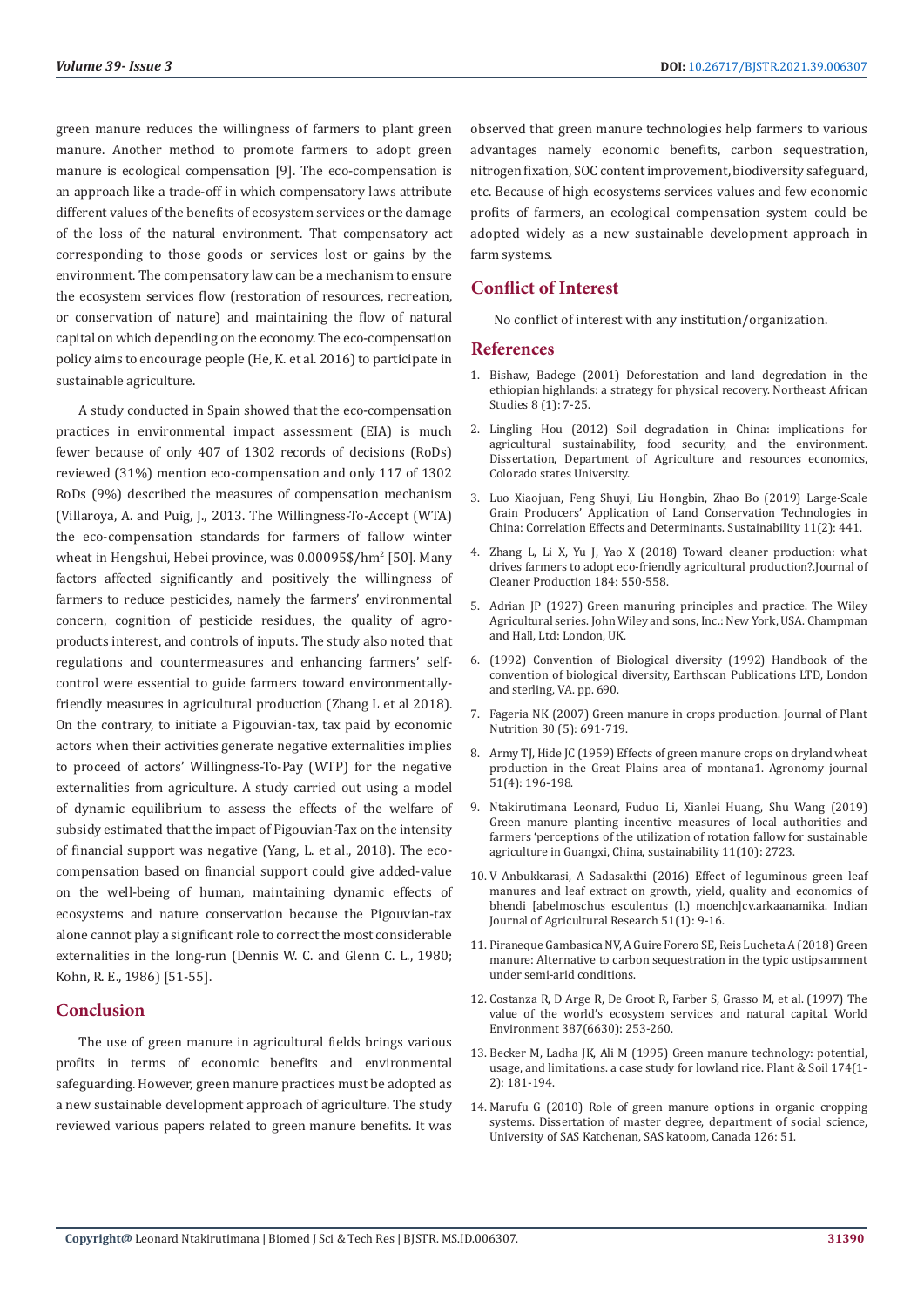green manure reduces the willingness of farmers to plant green manure. Another method to promote farmers to adopt green manure is ecological compensation [9]. The eco-compensation is an approach like a trade-off in which compensatory laws attribute different values of the benefits of ecosystem services or the damage of the loss of the natural environment. That compensatory act corresponding to those goods or services lost or gains by the environment. The compensatory law can be a mechanism to ensure the ecosystem services flow (restoration of resources, recreation, or conservation of nature) and maintaining the flow of natural capital on which depending on the economy. The eco-compensation policy aims to encourage people (He, K. et al. 2016) to participate in sustainable agriculture.

A study conducted in Spain showed that the eco-compensation practices in environmental impact assessment (EIA) is much fewer because of only 407 of 1302 records of decisions (RoDs) reviewed (31%) mention eco-compensation and only 117 of 1302 RoDs (9%) described the measures of compensation mechanism (Villaroya, A. and Puig, J., 2013. The Willingness-To-Accept (WTA) the eco-compensation standards for farmers of fallow winter wheat in Hengshui, Hebei province, was 0.00095$/hm$^2$ [50]. Many factors affected significantly and positively the willingness of farmers to reduce pesticides, namely the farmers' environmental concern, cognition of pesticide residues, the quality of agro-products interest, and controls of inputs. The study also noted that regulations and countermeasures and enhancing farmers' self-control were essential to guide farmers toward environmentally-friendly measures in agricultural production (Zhang L et al 2018). On the contrary, to initiate a Pigouvian-tax, tax paid by economic actors when their activities generate negative externalities implies to proceed of actors' Willingness-To-Pay (WTP) for the negative externalities from agriculture. A study carried out using a model of dynamic equilibrium to assess the effects of the welfare of subsidy estimated that the impact of Pigouvian-Tax on the intensity of financial support was negative (Yang, L. et al., 2018). The eco-compensation based on financial support could give added-value on the well-being of human, maintaining dynamic effects of ecosystems and nature conservation because the Pigouvian-tax alone cannot play a significant role to correct the most considerable externalities in the long-run (Dennis W. C. and Glenn C. L., 1980; Kohn, R. E., 1986) [51-55].

## Conclusion

The use of green manure in agricultural fields brings various profits in terms of economic benefits and environmental safeguarding. However, green manure practices must be adopted as a new sustainable development approach of agriculture. The study reviewed various papers related to green manure benefits. It was observed that green manure technologies help farmers to various advantages namely economic benefits, carbon sequestration, nitrogen fixation, SOC content improvement, biodiversity safeguard, etc. Because of high ecosystems services values and few economic profits of farmers, an ecological compensation system could be adopted widely as a new sustainable development approach in farm systems.

## Conflict of Interest

No conflict of interest with any institution/organization.

## References

1. Bishaw, Badege (2001) Deforestation and land degredation in the ethiopian highlands: a strategy for physical recovery. Northeast African Studies 8 (1): 7-25.
2. Lingling Hou (2012) Soil degradation in China: implications for agricultural sustainability, food security, and the environment. Dissertation, Department of Agriculture and resources economics, Colorado states University.
3. Luo Xiaojuan, Feng Shuyi, Liu Hongbin, Zhao Bo (2019) Large-Scale Grain Producers' Application of Land Conservation Technologies in China: Correlation Effects and Determinants. Sustainability 11(2): 441.
4. Zhang L, Li X, Yu J, Yao X (2018) Toward cleaner production: what drives farmers to adopt eco-friendly agricultural production?.Journal of Cleaner Production 184: 550-558.
5. Adrian JP (1927) Green manuring principles and practice. The Wiley Agricultural series. John Wiley and sons, Inc.: New York, USA. Champman and Hall, Ltd: London, UK.
6. (1992) Convention of Biological diversity (1992) Handbook of the convention of biological diversity, Earthscan Publications LTD, London and sterling, VA. pp. 690.
7. Fageria NK (2007) Green manure in crops production. Journal of Plant Nutrition 30 (5): 691-719.
8. Army TJ, Hide JC (1959) Effects of green manure crops on dryland wheat production in the Great Plains area of montana1. Agronomy journal 51(4): 196-198.
9. Ntakirutimana Leonard, Fuduo Li, Xianlei Huang, Shu Wang (2019) Green manure planting incentive measures of local authorities and farmers 'perceptions of the utilization of rotation fallow for sustainable agriculture in Guangxi, China, sustainability 11(10): 2723.
10. V Anbukkarasi, A Sadasakthi (2016) Effect of leguminous green leaf manures and leaf extract on growth, yield, quality and economics of bhendi [abelmoschus esculentus (l.) moench]cv.arkaanamika. Indian Journal of Agricultural Research 51(1): 9-16.
11. Piraneque Gambasica NV, A Guire Forero SE, Reis Lucheta A (2018) Green manure: Alternative to carbon sequestration in the typic ustipsamment under semi-arid conditions.
12. Costanza R, D Arge R, De Groot R, Farber S, Grasso M, et al. (1997) The value of the world's ecosystem services and natural capital. World Environment 387(6630): 253-260.
13. Becker M, Ladha JK, Ali M (1995) Green manure technology: potential, usage, and limitations. a case study for lowland rice. Plant & Soil 174(1-2): 181-194.
14. Marufu G (2010) Role of green manure options in organic cropping systems. Dissertation of master degree, department of social science, University of SAS Katchenan, SAS katoom, Canada 126: 51.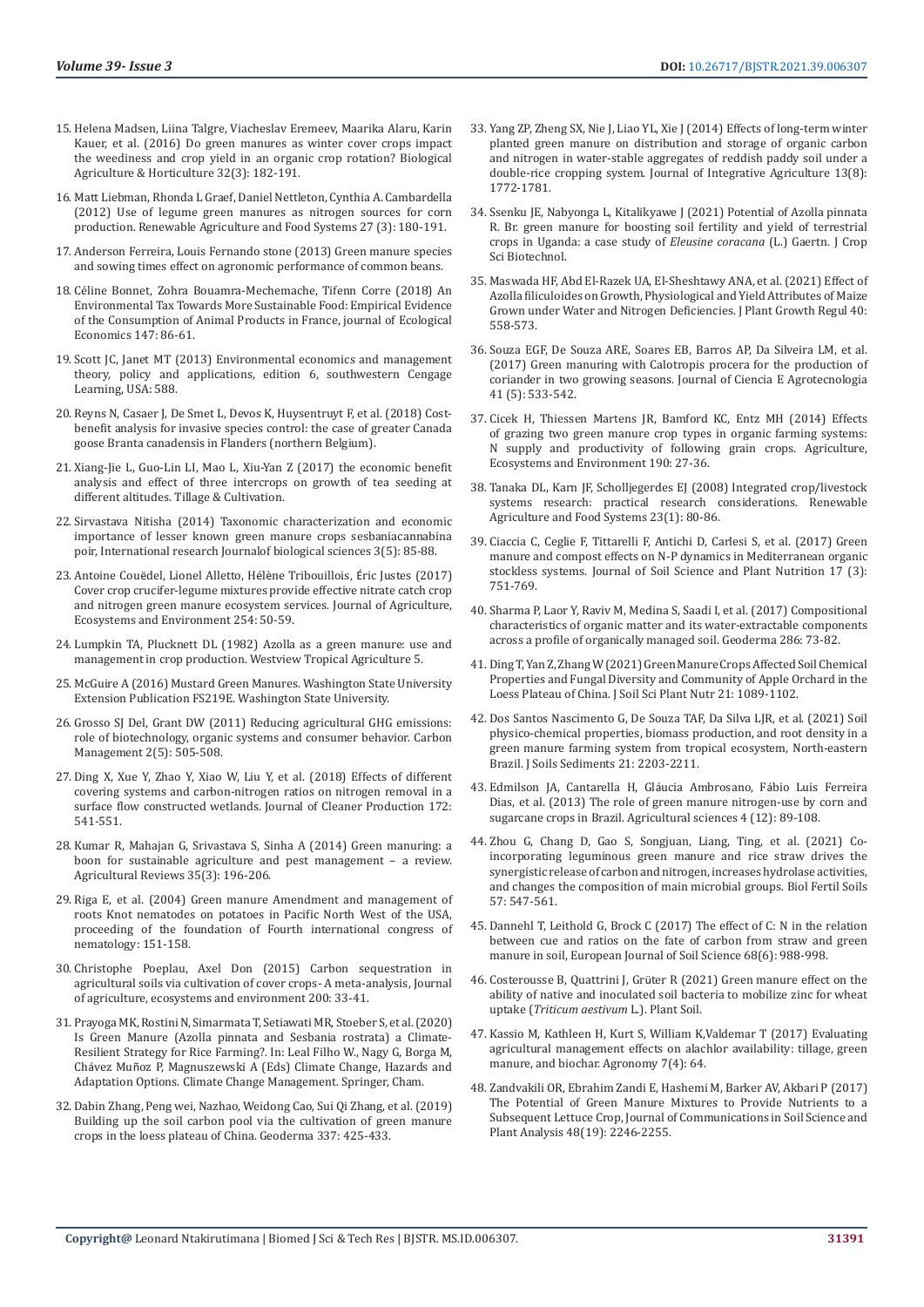15. Helena Madsen, Liina Talgre, Viacheslav Eremeev, Maarika Alaru, Karin Kauer, et al. (2016) Do green manures as winter cover crops impact the weediness and crop yield in an organic crop rotation? Biological Agriculture & Horticulture 32(3): 182-191.

16. Matt Liebman, Rhonda L Graef, Daniel Nettleton, Cynthia A. Cambardella (2012) Use of legume green manures as nitrogen sources for corn production. Renewable Agriculture and Food Systems 27 (3): 180-191.

17. Anderson Ferreira, Louis Fernando stone (2013) Green manure species and sowing times effect on agronomic performance of common beans.

18. Céline Bonnet, Zohra Bouamra-Mechemache, Tifenn Corre (2018) An Environmental Tax Towards More Sustainable Food: Empirical Evidence of the Consumption of Animal Products in France, journal of Ecological Economics 147: 86-61.

19. Scott JC, Janet MT (2013) Environmental economics and management theory, policy and applications, edition 6, southwestern Cengage Learning, USA: 588.

20. Reyns N, Casaer J, De Smet L, Devos K, Huysentruyt F, et al. (2018) Cost-benefit analysis for invasive species control: the case of greater Canada goose Branta canadensis in Flanders (northern Belgium).

21. Xiang-Jie L, Guo-Lin LI, Mao L, Xiu-Yan Z (2017) the economic benefit analysis and effect of three intercrops on growth of tea seeding at different altitudes. Tillage & Cultivation.

22. Sirvastava Nitisha (2014) Taxonomic characterization and economic importance of lesser known green manure crops sesbaniacannabina poir, International research Journalof biological sciences 3(5): 85-88.

23. Antoine Couëdel, Lionel Alletto, Hélène Tribouillois, Éric Justes (2017) Cover crop crucifer-legume mixtures provide effective nitrate catch crop and nitrogen green manure ecosystem services. Journal of Agriculture, Ecosystems and Environment 254: 50-59.

24. Lumpkin TA, Plucknett DL (1982) Azolla as a green manure: use and management in crop production. Westview Tropical Agriculture 5.

25. McGuire A (2016) Mustard Green Manures. Washington State University Extension Publication FS219E. Washington State University.

26. Grosso SJ Del, Grant DW (2011) Reducing agricultural GHG emissions: role of biotechnology, organic systems and consumer behavior. Carbon Management 2(5): 505-508.

27. Ding X, Xue Y, Zhao Y, Xiao W, Liu Y, et al. (2018) Effects of different covering systems and carbon-nitrogen ratios on nitrogen removal in a surface flow constructed wetlands. Journal of Cleaner Production 172: 541-551.

28. Kumar R, Mahajan G, Srivastava S, Sinha A (2014) Green manuring: a boon for sustainable agriculture and pest management – a review. Agricultural Reviews 35(3): 196-206.

29. Riga E, et al. (2004) Green manure Amendment and management of roots Knot nematodes on potatoes in Pacific North West of the USA, proceeding of the foundation of Fourth international congress of nematology: 151-158.

30. Christophe Poeplau, Axel Don (2015) Carbon sequestration in agricultural soils via cultivation of cover crops- A meta-analysis, Journal of agriculture, ecosystems and environment 200: 33-41.

31. Prayoga MK, Rostini N, Simarmata T, Setiawati MR, Stoeber S, et al. (2020) Is Green Manure (Azolla pinnata and Sesbania rostrata) a Climate-Resilient Strategy for Rice Farming?. In: Leal Filho W., Nagy G, Borga M, Chávez Muñoz P, Magnuszewski A (Eds) Climate Change, Hazards and Adaptation Options. Climate Change Management. Springer, Cham.

32. Dabin Zhang, Peng wei, Nazhao, Weidong Cao, Sui Qi Zhang, et al. (2019) Building up the soil carbon pool via the cultivation of green manure crops in the loess plateau of China. Geoderma 337: 425-433.

33. Yang ZP, Zheng SX, Nie J, Liao YL, Xie J (2014) Effects of long-term winter planted green manure on distribution and storage of organic carbon and nitrogen in water-stable aggregates of reddish paddy soil under a double-rice cropping system. Journal of Integrative Agriculture 13(8): 1772-1781.

34. Ssenku JE, Nabyonga L, Kitalikyawe J (2021) Potential of Azolla pinnata R. Br. green manure for boosting soil fertility and yield of terrestrial crops in Uganda: a case study of *Eleusine coracana* (L.) Gaertn. J Crop Sci Biotechnol.

35. Maswada HF, Abd El-Razek UA, El-Sheshtawy ANA, et al. (2021) Effect of Azolla filiculoides on Growth, Physiological and Yield Attributes of Maize Grown under Water and Nitrogen Deficiencies. J Plant Growth Regul 40: 558-573.

36. Souza EGF, De Souza ARE, Soares EB, Barros AP, Da Silveira LM, et al. (2017) Green manuring with Calotropis procera for the production of coriander in two growing seasons. Journal of Ciencia E Agrotecnologia 41 (5): 533-542.

37. Cicek H, Thiessen Martens JR, Bamford KC, Entz MH (2014) Effects of grazing two green manure crop types in organic farming systems: N supply and productivity of following grain crops. Agriculture, Ecosystems and Environment 190: 27-36.

38. Tanaka DL, Karn JF, Scholljegerdes EJ (2008) Integrated crop/livestock systems research: practical research considerations. Renewable Agriculture and Food Systems 23(1): 80-86.

39. Ciaccia C, Ceglie F, Tittarelli F, Antichi D, Carlesi S, et al. (2017) Green manure and compost effects on N-P dynamics in Mediterranean organic stockless systems. Journal of Soil Science and Plant Nutrition 17 (3): 751-769.

40. Sharma P, Laor Y, Raviv M, Medina S, Saadi I, et al. (2017) Compositional characteristics of organic matter and its water-extractable components across a profile of organically managed soil. Geoderma 286: 73-82.

41. Ding T, Yan Z, Zhang W (2021) Green Manure Crops Affected Soil Chemical Properties and Fungal Diversity and Community of Apple Orchard in the Loess Plateau of China. J Soil Sci Plant Nutr 21: 1089-1102.

42. Dos Santos Nascimento G, De Souza TAF, Da Silva LJR, et al. (2021) Soil physico-chemical properties, biomass production, and root density in a green manure farming system from tropical ecosystem, North-eastern Brazil. J Soils Sediments 21: 2203-2211.

43. Edmilson JA, Cantarella H, Gláucia Ambrosano, Fábio Luis Ferreira Dias, et al. (2013) The role of green manure nitrogen-use by corn and sugarcane crops in Brazil. Agricultural sciences 4 (12): 89-108.

44. Zhou G, Chang D, Gao S, Songjuan, Liang, Ting, et al. (2021) Co-incorporating leguminous green manure and rice straw drives the synergistic release of carbon and nitrogen, increases hydrolase activities, and changes the composition of main microbial groups. Biol Fertil Soils 57: 547-561.

45. Dannehl T, Leithold G, Brock C (2017) The effect of C: N in the relation between cue and ratios on the fate of carbon from straw and green manure in soil, European Journal of Soil Science 68(6): 988-998.

46. Costerousse B, Quattrini J, Grüter R (2021) Green manure effect on the ability of native and inoculated soil bacteria to mobilize zinc for wheat uptake (*Triticum aestivum* L.). Plant Soil.

47. Kassio M, Kathleen H, Kurt S, William K,Valdemar T (2017) Evaluating agricultural management effects on alachlor availability: tillage, green manure, and biochar. Agronomy 7(4): 64.

48. Zandvakili OR, Ebrahim Zandi E, Hashemi M, Barker AV, Akbari P (2017) The Potential of Green Manure Mixtures to Provide Nutrients to a Subsequent Lettuce Crop, Journal of Communications in Soil Science and Plant Analysis 48(19): 2246-2255.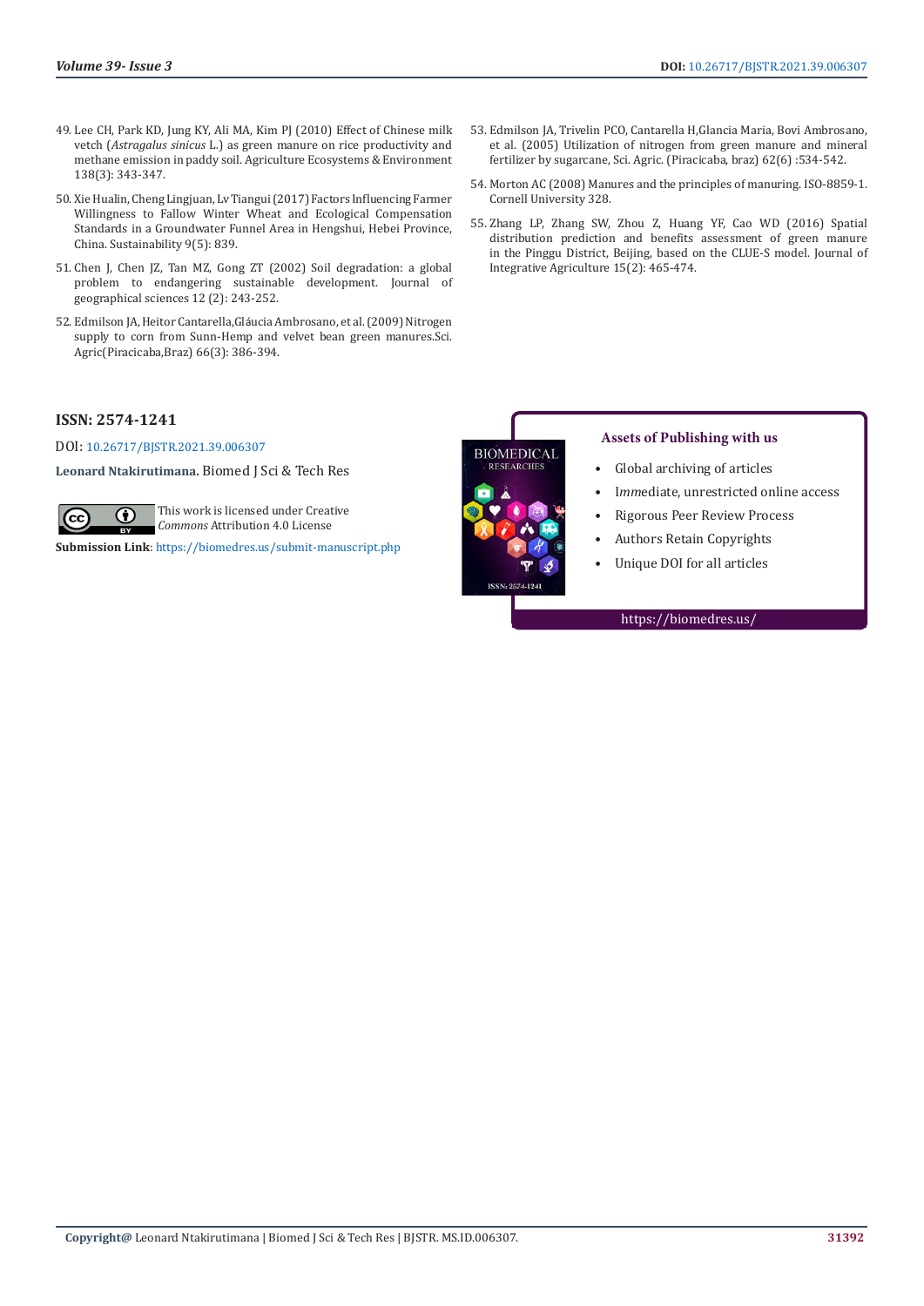49. Lee CH, Park KD, Jung KY, Ali MA, Kim PJ (2010) Effect of Chinese milk vetch (*Astragalus sinicus* L.) as green manure on rice productivity and methane emission in paddy soil. Agriculture Ecosystems & Environment 138(3): 343-347.
50. Xie Hualin, Cheng Lingjuan, Lv Tiangui (2017) Factors Influencing Farmer Willingness to Fallow Winter Wheat and Ecological Compensation Standards in a Groundwater Funnel Area in Hengshui, Hebei Province, China. Sustainability 9(5): 839.
51. Chen J, Chen JZ, Tan MZ, Gong ZT (2002) Soil degradation: a global problem to endangering sustainable development. Journal of geographical sciences 12 (2): 243-252.
52. Edmilson JA, Heitor Cantarella,Gláucia Ambrosano, et al. (2009) Nitrogen supply to corn from Sunn-Hemp and velvet bean green manures.Sci. Agric(Piracicaba,Braz) 66(3): 386-394.
53. Edmilson JA, Trivelin PCO, Cantarella H,Glancia Maria, Bovi Ambrosano, et al. (2005) Utilization of nitrogen from green manure and mineral fertilizer by sugarcane, Sci. Agric. (Piracicaba, braz) 62(6) :534-542.
54. Morton AC (2008) Manures and the principles of manuring. ISO-8859-1. Cornell University 328.
55. Zhang LP, Zhang SW, Zhou Z, Huang YF, Cao WD (2016) Spatial distribution prediction and benefits assessment of green manure in the Pinggu District, Beijing, based on the CLUE-S model. Journal of Integrative Agriculture 15(2): 465-474.

**ISSN: 2574-1241**

DOI: 10.26717/BJSTR.2021.39.006307

**Leonard Ntakirutimana**. Biomed J Sci & Tech Res

This work is licensed under Creative *Commons* Attribution 4.0 License

**Submission Link**: https://biomedres.us/submit-manuscript.php

**Assets of Publishing with us**

- Global archiving of articles
- Immediate, unrestricted online access
- Rigorous Peer Review Process
- Authors Retain Copyrights
- Unique DOI for all articles

https://biomedres.us/